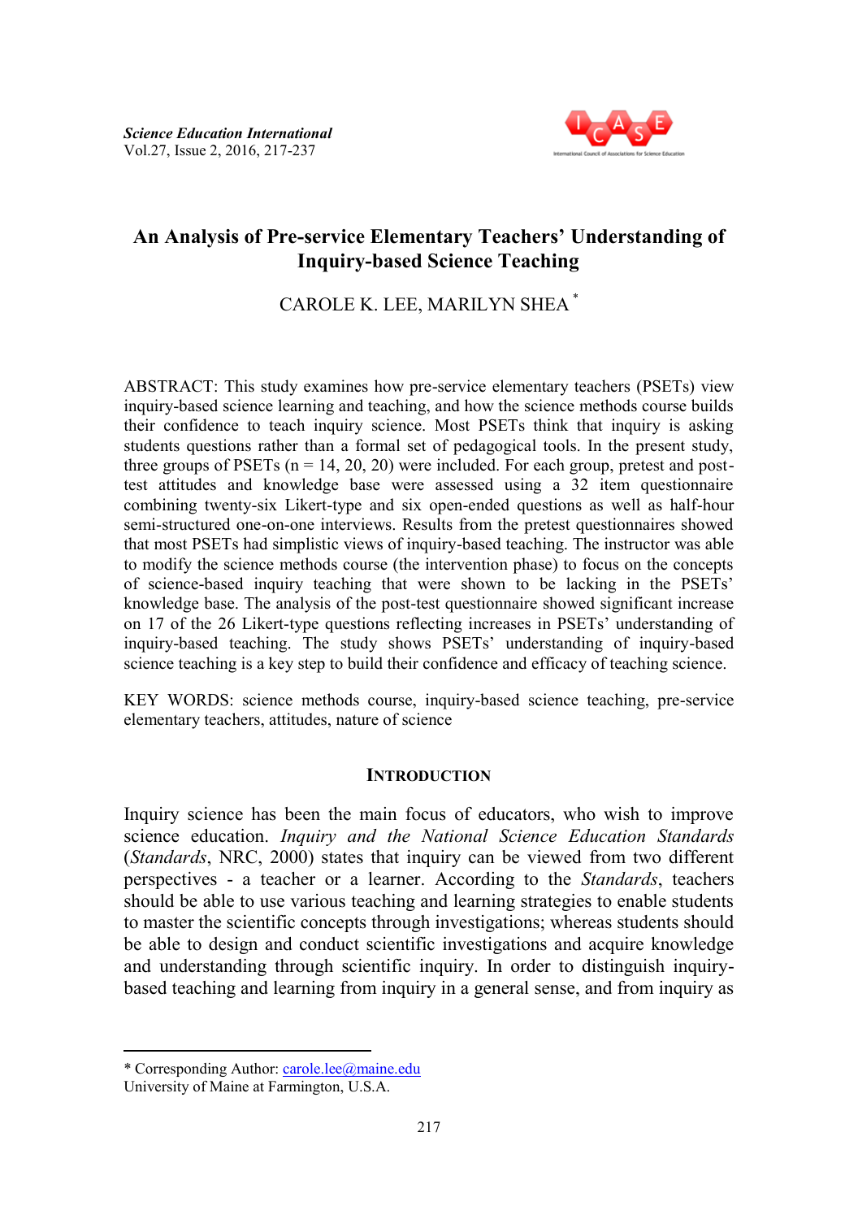# An Analysis of Pre-service Elementary Teachers' Understanding of Inquiry-based Science Teaching

CAROLE K. LEE, MARILYN SHEA [*]

ABSTRACT: This study examines how pre-service elementary teachers (PSETs) view inquiry-based science learning and teaching, and how the science methods course builds their confidence to teach inquiry science. Most PSETs think that inquiry is asking students questions rather than a formal set of pedagogical tools. In the present study, three groups of PSETs (n = 14, 20, 20) were included. For each group, pretest and post-test attitudes and knowledge base were assessed using a 32 item questionnaire combining twenty-six Likert-type and six open-ended questions as well as half-hour semi-structured one-on-one interviews. Results from the pretest questionnaires showed that most PSETs had simplistic views of inquiry-based teaching. The instructor was able to modify the science methods course (the intervention phase) to focus on the concepts of science-based inquiry teaching that were shown to be lacking in the PSETs' knowledge base. The analysis of the post-test questionnaire showed significant increase on 17 of the 26 Likert-type questions reflecting increases in PSETs' understanding of inquiry-based teaching. The study shows PSETs' understanding of inquiry-based science teaching is a key step to build their confidence and efficacy of teaching science.

KEY WORDS: science methods course, inquiry-based science teaching, pre-service elementary teachers, attitudes, nature of science

## INTRODUCTION

Inquiry science has been the main focus of educators, who wish to improve science education. *Inquiry and the National Science Education Standards* (*Standards*, NRC, 2000) states that inquiry can be viewed from two different perspectives - a teacher or a learner. According to the *Standards*, teachers should be able to use various teaching and learning strategies to enable students to master the scientific concepts through investigations; whereas students should be able to design and conduct scientific investigations and acquire knowledge and understanding through scientific inquiry. In order to distinguish inquiry-based teaching and learning from inquiry in a general sense, and from inquiry as

---

\* Corresponding Author: carole.lee@maine.edu
University of Maine at Farmington, U.S.A.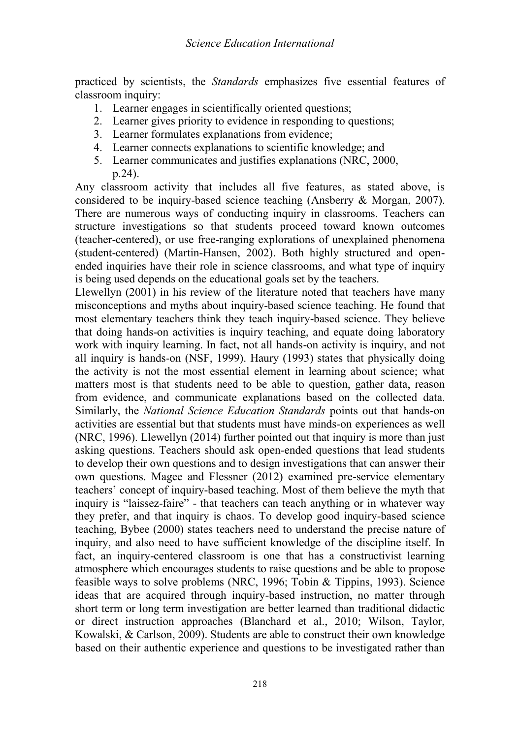practiced by scientists, the *Standards* emphasizes five essential features of classroom inquiry:

1. Learner engages in scientifically oriented questions;
2. Learner gives priority to evidence in responding to questions;
3. Learner formulates explanations from evidence;
4. Learner connects explanations to scientific knowledge; and
5. Learner communicates and justifies explanations (NRC, 2000, p.24).

Any classroom activity that includes all five features, as stated above, is considered to be inquiry-based science teaching (Ansberry & Morgan, 2007). There are numerous ways of conducting inquiry in classrooms. Teachers can structure investigations so that students proceed toward known outcomes (teacher-centered), or use free-ranging explorations of unexplained phenomena (student-centered) (Martin-Hansen, 2002). Both highly structured and open-ended inquiries have their role in science classrooms, and what type of inquiry is being used depends on the educational goals set by the teachers.

Llewellyn (2001) in his review of the literature noted that teachers have many misconceptions and myths about inquiry-based science teaching. He found that most elementary teachers think they teach inquiry-based science. They believe that doing hands-on activities is inquiry teaching, and equate doing laboratory work with inquiry learning. In fact, not all hands-on activity is inquiry, and not all inquiry is hands-on (NSF, 1999). Haury (1993) states that physically doing the activity is not the most essential element in learning about science; what matters most is that students need to be able to question, gather data, reason from evidence, and communicate explanations based on the collected data. Similarly, the *National Science Education Standards* points out that hands-on activities are essential but that students must have minds-on experiences as well (NRC, 1996). Llewellyn (2014) further pointed out that inquiry is more than just asking questions. Teachers should ask open-ended questions that lead students to develop their own questions and to design investigations that can answer their own questions. Magee and Flessner (2012) examined pre-service elementary teachers' concept of inquiry-based teaching. Most of them believe the myth that inquiry is "laissez-faire" - that teachers can teach anything or in whatever way they prefer, and that inquiry is chaos. To develop good inquiry-based science teaching, Bybee (2000) states teachers need to understand the precise nature of inquiry, and also need to have sufficient knowledge of the discipline itself. In fact, an inquiry-centered classroom is one that has a constructivist learning atmosphere which encourages students to raise questions and be able to propose feasible ways to solve problems (NRC, 1996; Tobin & Tippins, 1993). Science ideas that are acquired through inquiry-based instruction, no matter through short term or long term investigation are better learned than traditional didactic or direct instruction approaches (Blanchard et al., 2010; Wilson, Taylor, Kowalski, & Carlson, 2009). Students are able to construct their own knowledge based on their authentic experience and questions to be investigated rather than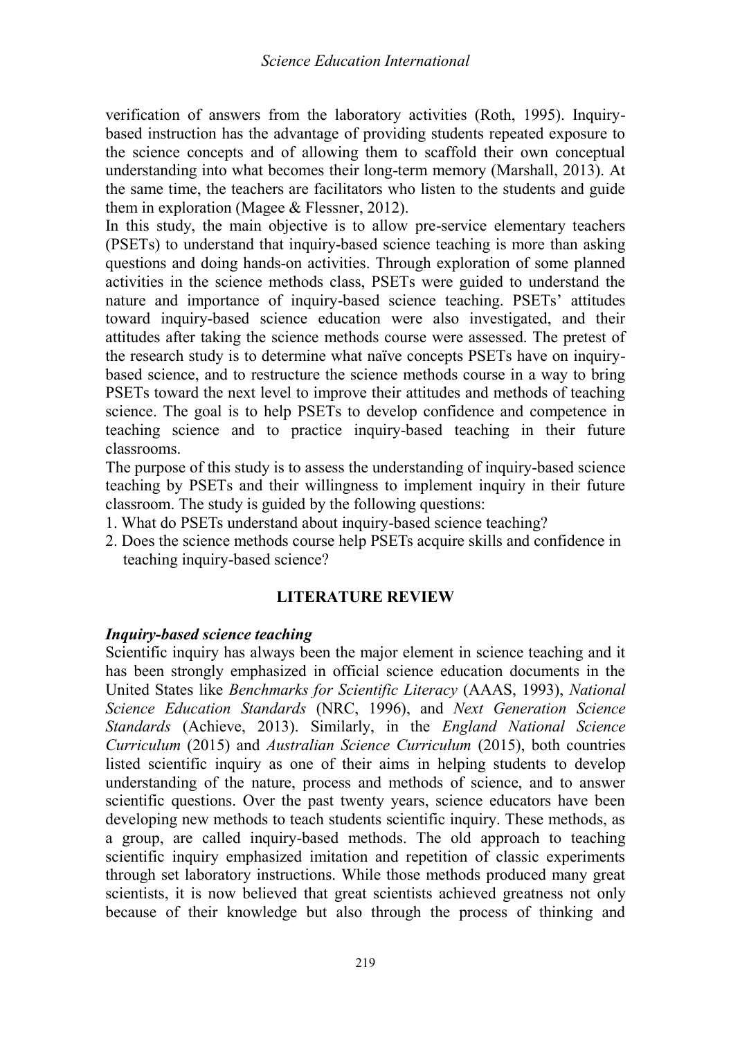verification of answers from the laboratory activities (Roth, 1995). Inquiry-based instruction has the advantage of providing students repeated exposure to the science concepts and of allowing them to scaffold their own conceptual understanding into what becomes their long-term memory (Marshall, 2013). At the same time, the teachers are facilitators who listen to the students and guide them in exploration (Magee & Flessner, 2012).

In this study, the main objective is to allow pre-service elementary teachers (PSETs) to understand that inquiry-based science teaching is more than asking questions and doing hands-on activities. Through exploration of some planned activities in the science methods class, PSETs were guided to understand the nature and importance of inquiry-based science teaching. PSETs' attitudes toward inquiry-based science education were also investigated, and their attitudes after taking the science methods course were assessed. The pretest of the research study is to determine what naïve concepts PSETs have on inquiry-based science, and to restructure the science methods course in a way to bring PSETs toward the next level to improve their attitudes and methods of teaching science. The goal is to help PSETs to develop confidence and competence in teaching science and to practice inquiry-based teaching in their future classrooms.

The purpose of this study is to assess the understanding of inquiry-based science teaching by PSETs and their willingness to implement inquiry in their future classroom. The study is guided by the following questions:

1. What do PSETs understand about inquiry-based science teaching?
2. Does the science methods course help PSETs acquire skills and confidence in teaching inquiry-based science?

## LITERATURE REVIEW

### *Inquiry-based science teaching*

Scientific inquiry has always been the major element in science teaching and it has been strongly emphasized in official science education documents in the United States like *Benchmarks for Scientific Literacy* (AAAS, 1993), *National Science Education Standards* (NRC, 1996), and *Next Generation Science Standards* (Achieve, 2013). Similarly, in the *England National Science Curriculum* (2015) and *Australian Science Curriculum* (2015), both countries listed scientific inquiry as one of their aims in helping students to develop understanding of the nature, process and methods of science, and to answer scientific questions. Over the past twenty years, science educators have been developing new methods to teach students scientific inquiry. These methods, as a group, are called inquiry-based methods. The old approach to teaching scientific inquiry emphasized imitation and repetition of classic experiments through set laboratory instructions. While those methods produced many great scientists, it is now believed that great scientists achieved greatness not only because of their knowledge but also through the process of thinking and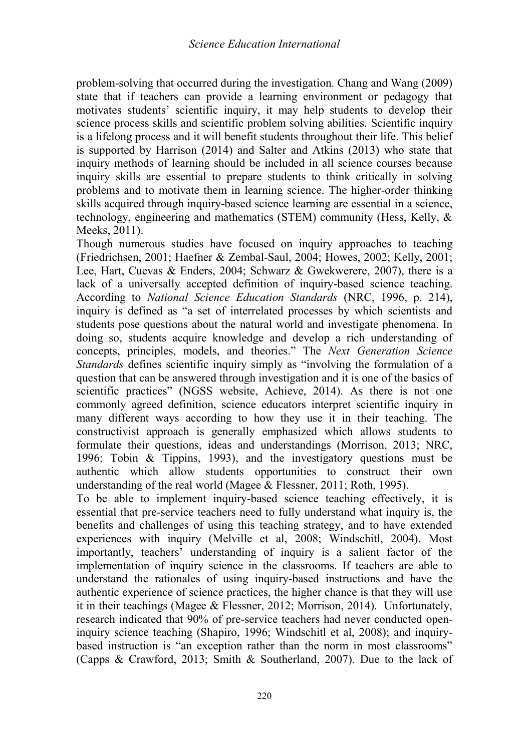problem-solving that occurred during the investigation. Chang and Wang (2009) state that if teachers can provide a learning environment or pedagogy that motivates students' scientific inquiry, it may help students to develop their science process skills and scientific problem solving abilities. Scientific inquiry is a lifelong process and it will benefit students throughout their life. This belief is supported by Harrison (2014) and Salter and Atkins (2013) who state that inquiry methods of learning should be included in all science courses because inquiry skills are essential to prepare students to think critically in solving problems and to motivate them in learning science. The higher-order thinking skills acquired through inquiry-based science learning are essential in a science, technology, engineering and mathematics (STEM) community (Hess, Kelly, & Meeks, 2011).

Though numerous studies have focused on inquiry approaches to teaching (Friedrichsen, 2001; Haefner & Zembal-Saul, 2004; Howes, 2002; Kelly, 2001; Lee, Hart, Cuevas & Enders, 2004; Schwarz & Gwekwerere, 2007), there is a lack of a universally accepted definition of inquiry-based science teaching. According to *National Science Education Standards* (NRC, 1996, p. 214), inquiry is defined as "a set of interrelated processes by which scientists and students pose questions about the natural world and investigate phenomena. In doing so, students acquire knowledge and develop a rich understanding of concepts, principles, models, and theories." The *Next Generation Science Standards* defines scientific inquiry simply as "involving the formulation of a question that can be answered through investigation and it is one of the basics of scientific practices" (NGSS website, Achieve, 2014). As there is not one commonly agreed definition, science educators interpret scientific inquiry in many different ways according to how they use it in their teaching. The constructivist approach is generally emphasized which allows students to formulate their questions, ideas and understandings (Morrison, 2013; NRC, 1996; Tobin & Tippins, 1993), and the investigatory questions must be authentic which allow students opportunities to construct their own understanding of the real world (Magee & Flessner, 2011; Roth, 1995).

To be able to implement inquiry-based science teaching effectively, it is essential that pre-service teachers need to fully understand what inquiry is, the benefits and challenges of using this teaching strategy, and to have extended experiences with inquiry (Melville et al, 2008; Windschitl, 2004). Most importantly, teachers' understanding of inquiry is a salient factor of the implementation of inquiry science in the classrooms. If teachers are able to understand the rationales of using inquiry-based instructions and have the authentic experience of science practices, the higher chance is that they will use it in their teachings (Magee & Flessner, 2012; Morrison, 2014). Unfortunately, research indicated that 90% of pre-service teachers had never conducted open-inquiry science teaching (Shapiro, 1996; Windschitl et al, 2008); and inquiry-based instruction is "an exception rather than the norm in most classrooms" (Capps & Crawford, 2013; Smith & Southerland, 2007). Due to the lack of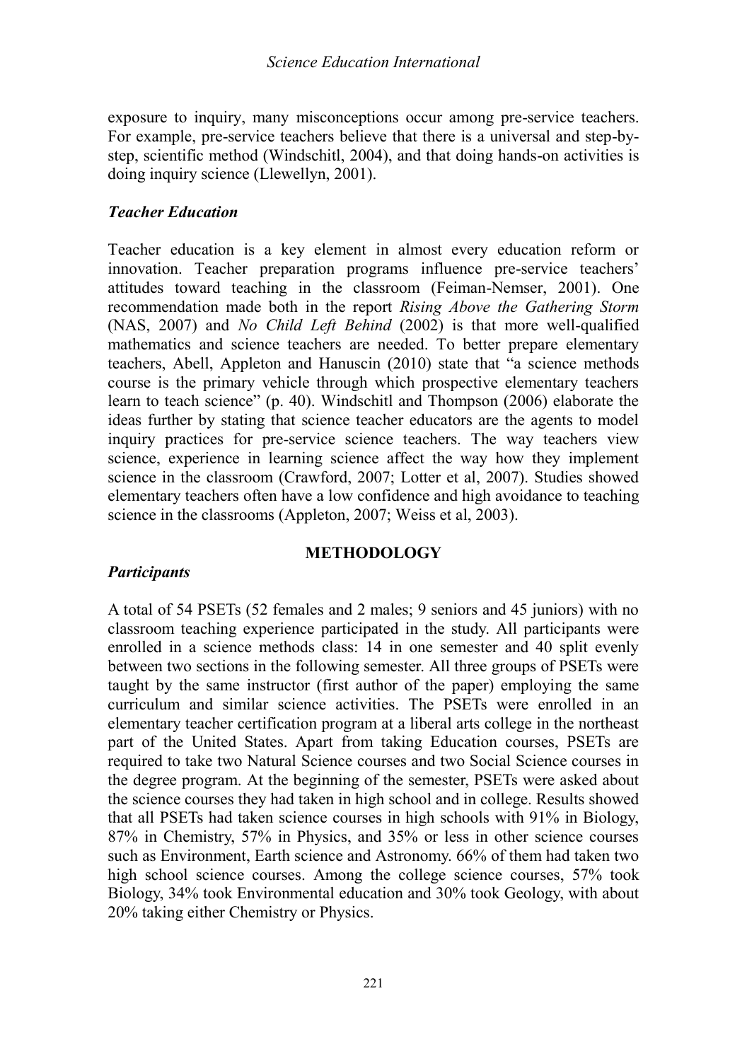exposure to inquiry, many misconceptions occur among pre-service teachers. For example, pre-service teachers believe that there is a universal and step-by-step, scientific method (Windschitl, 2004), and that doing hands-on activities is doing inquiry science (Llewellyn, 2001).

### *Teacher Education*

Teacher education is a key element in almost every education reform or innovation. Teacher preparation programs influence pre-service teachers' attitudes toward teaching in the classroom (Feiman-Nemser, 2001). One recommendation made both in the report *Rising Above the Gathering Storm* (NAS, 2007) and *No Child Left Behind* (2002) is that more well-qualified mathematics and science teachers are needed. To better prepare elementary teachers, Abell, Appleton and Hanuscin (2010) state that "a science methods course is the primary vehicle through which prospective elementary teachers learn to teach science" (p. 40). Windschitl and Thompson (2006) elaborate the ideas further by stating that science teacher educators are the agents to model inquiry practices for pre-service science teachers. The way teachers view science, experience in learning science affect the way how they implement science in the classroom (Crawford, 2007; Lotter et al, 2007). Studies showed elementary teachers often have a low confidence and high avoidance to teaching science in the classrooms (Appleton, 2007; Weiss et al, 2003).

## METHODOLOGY

### *Participants*

A total of 54 PSETs (52 females and 2 males; 9 seniors and 45 juniors) with no classroom teaching experience participated in the study. All participants were enrolled in a science methods class: 14 in one semester and 40 split evenly between two sections in the following semester. All three groups of PSETs were taught by the same instructor (first author of the paper) employing the same curriculum and similar science activities. The PSETs were enrolled in an elementary teacher certification program at a liberal arts college in the northeast part of the United States. Apart from taking Education courses, PSETs are required to take two Natural Science courses and two Social Science courses in the degree program. At the beginning of the semester, PSETs were asked about the science courses they had taken in high school and in college. Results showed that all PSETs had taken science courses in high schools with 91% in Biology, 87% in Chemistry, 57% in Physics, and 35% or less in other science courses such as Environment, Earth science and Astronomy. 66% of them had taken two high school science courses. Among the college science courses, 57% took Biology, 34% took Environmental education and 30% took Geology, with about 20% taking either Chemistry or Physics.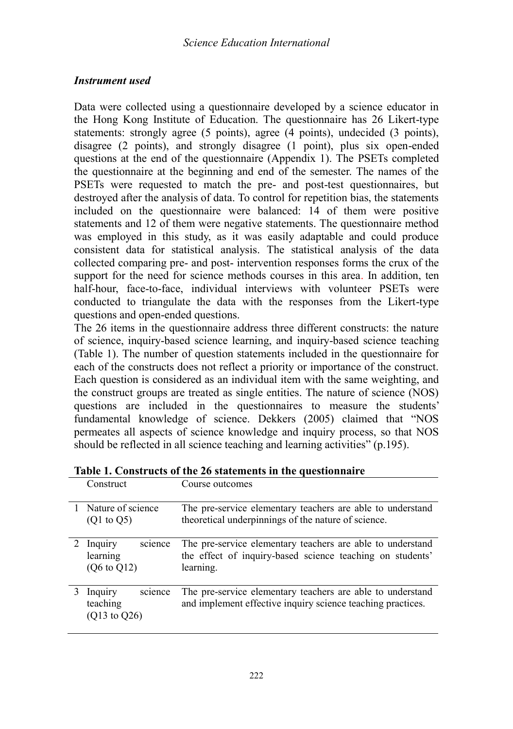### *Instrument used*

Data were collected using a questionnaire developed by a science educator in the Hong Kong Institute of Education. The questionnaire has 26 Likert-type statements: strongly agree (5 points), agree (4 points), undecided (3 points), disagree (2 points), and strongly disagree (1 point), plus six open-ended questions at the end of the questionnaire (Appendix 1). The PSETs completed the questionnaire at the beginning and end of the semester. The names of the PSETs were requested to match the pre- and post-test questionnaires, but destroyed after the analysis of data. To control for repetition bias, the statements included on the questionnaire were balanced: 14 of them were positive statements and 12 of them were negative statements. The questionnaire method was employed in this study, as it was easily adaptable and could produce consistent data for statistical analysis. The statistical analysis of the data collected comparing pre- and post- intervention responses forms the crux of the support for the need for science methods courses in this area. In addition, ten half-hour, face-to-face, individual interviews with volunteer PSETs were conducted to triangulate the data with the responses from the Likert-type questions and open-ended questions.

The 26 items in the questionnaire address three different constructs: the nature of science, inquiry-based science learning, and inquiry-based science teaching (Table 1). The number of question statements included in the questionnaire for each of the constructs does not reflect a priority or importance of the construct. Each question is considered as an individual item with the same weighting, and the construct groups are treated as single entities. The nature of science (NOS) questions are included in the questionnaires to measure the students' fundamental knowledge of science. Dekkers (2005) claimed that "NOS permeates all aspects of science knowledge and inquiry process, so that NOS should be reflected in all science teaching and learning activities" (p.195).

**Table 1. Constructs of the 26 statements in the questionnaire**

| | Construct | Course outcomes |
|---|---|---|
| 1 | Nature of science (Q1 to Q5) | The pre-service elementary teachers are able to understand theoretical underpinnings of the nature of science. |
| 2 | Inquiry science learning (Q6 to Q12) | The pre-service elementary teachers are able to understand the effect of inquiry-based science teaching on students' learning. |
| 3 | Inquiry science teaching (Q13 to Q26) | The pre-service elementary teachers are able to understand and implement effective inquiry science teaching practices. |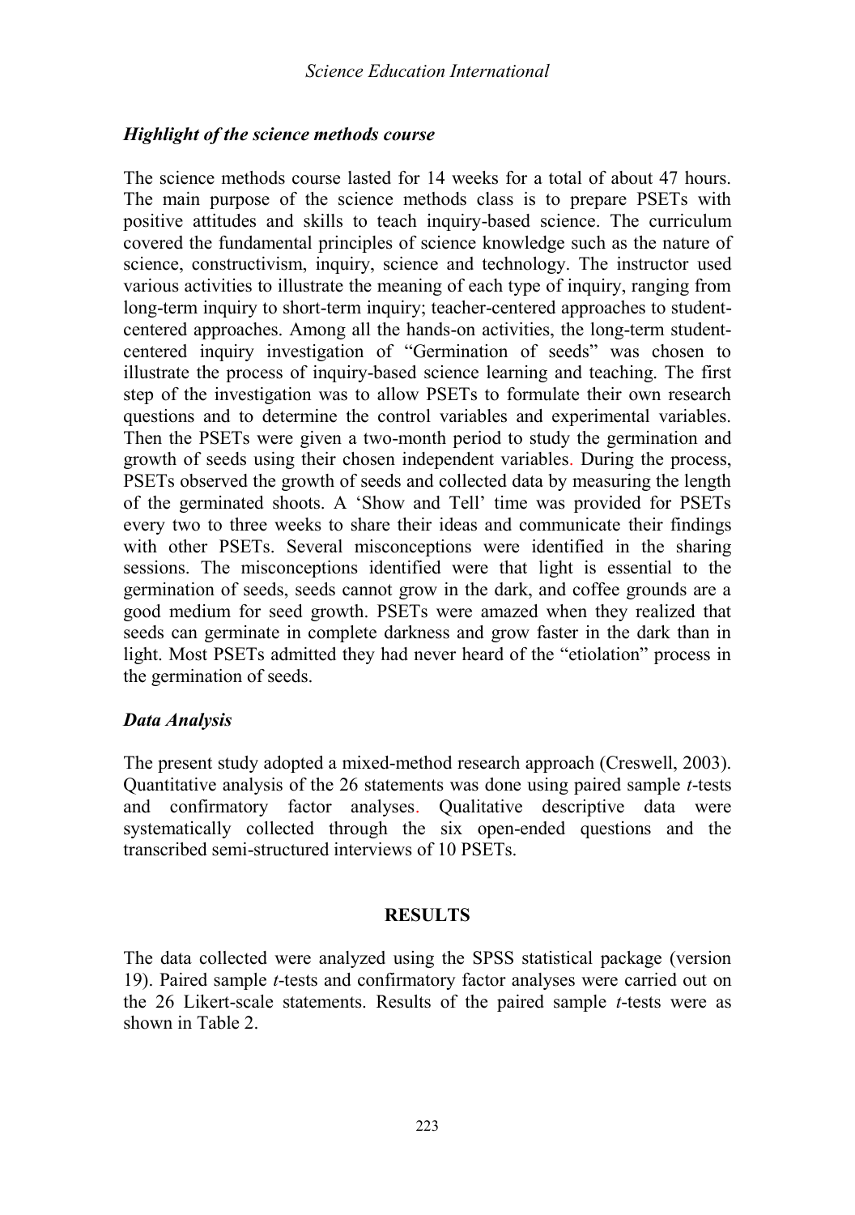### *Highlight of the science methods course*

The science methods course lasted for 14 weeks for a total of about 47 hours. The main purpose of the science methods class is to prepare PSETs with positive attitudes and skills to teach inquiry-based science. The curriculum covered the fundamental principles of science knowledge such as the nature of science, constructivism, inquiry, science and technology. The instructor used various activities to illustrate the meaning of each type of inquiry, ranging from long-term inquiry to short-term inquiry; teacher-centered approaches to student-centered approaches. Among all the hands-on activities, the long-term student-centered inquiry investigation of "Germination of seeds" was chosen to illustrate the process of inquiry-based science learning and teaching. The first step of the investigation was to allow PSETs to formulate their own research questions and to determine the control variables and experimental variables. Then the PSETs were given a two-month period to study the germination and growth of seeds using their chosen independent variables. During the process, PSETs observed the growth of seeds and collected data by measuring the length of the germinated shoots. A 'Show and Tell' time was provided for PSETs every two to three weeks to share their ideas and communicate their findings with other PSETs. Several misconceptions were identified in the sharing sessions. The misconceptions identified were that light is essential to the germination of seeds, seeds cannot grow in the dark, and coffee grounds are a good medium for seed growth. PSETs were amazed when they realized that seeds can germinate in complete darkness and grow faster in the dark than in light. Most PSETs admitted they had never heard of the "etiolation" process in the germination of seeds.

### *Data Analysis*

The present study adopted a mixed-method research approach (Creswell, 2003). Quantitative analysis of the 26 statements was done using paired sample *t*-tests and confirmatory factor analyses. Qualitative descriptive data were systematically collected through the six open-ended questions and the transcribed semi-structured interviews of 10 PSETs.

## RESULTS

The data collected were analyzed using the SPSS statistical package (version 19). Paired sample *t*-tests and confirmatory factor analyses were carried out on the 26 Likert-scale statements. Results of the paired sample *t*-tests were as shown in Table 2.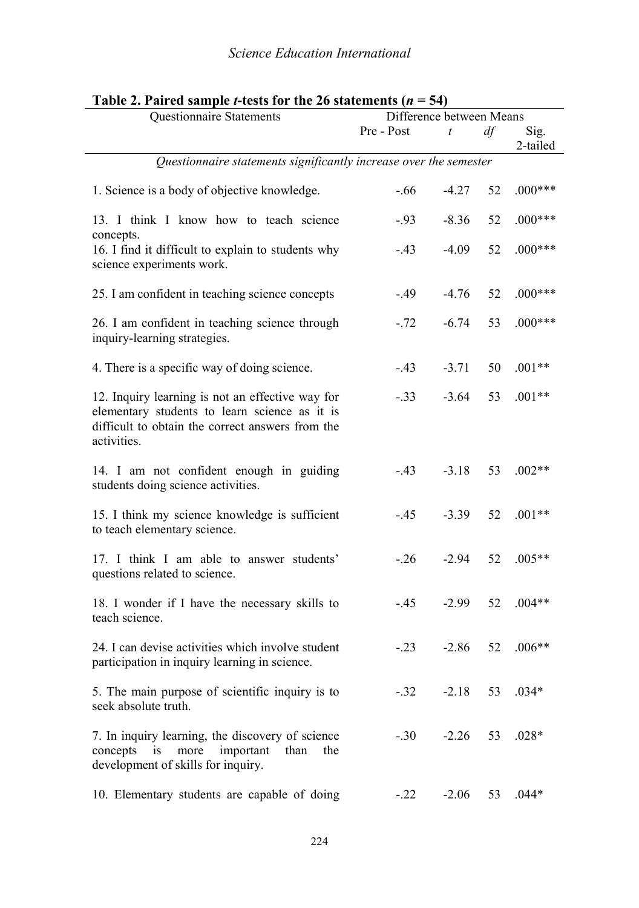**Table 2. Paired sample *t*-tests for the 26 statements (*n* = 54)**

| Questionnaire Statements | Difference between Means | | | |
|---|---|---|---|---|
| | Pre - Post | *t* | *df* | Sig. 2-tailed |
| *Questionnaire statements significantly increase over the semester* | | | | |
| 1. Science is a body of objective knowledge. | -.66 | -4.27 | 52 | .000*** |
| 13. I think I know how to teach science concepts. | -.93 | -8.36 | 52 | .000*** |
| 16. I find it difficult to explain to students why science experiments work. | -.43 | -4.09 | 52 | .000*** |
| 25. I am confident in teaching science concepts | -.49 | -4.76 | 52 | .000*** |
| 26. I am confident in teaching science through inquiry-learning strategies. | -.72 | -6.74 | 53 | .000*** |
| 4. There is a specific way of doing science. | -.43 | -3.71 | 50 | .001** |
| 12. Inquiry learning is not an effective way for elementary students to learn science as it is difficult to obtain the correct answers from the activities. | -.33 | -3.64 | 53 | .001** |
| 14. I am not confident enough in guiding students doing science activities. | -.43 | -3.18 | 53 | .002** |
| 15. I think my science knowledge is sufficient to teach elementary science. | -.45 | -3.39 | 52 | .001** |
| 17. I think I am able to answer students' questions related to science. | -.26 | -2.94 | 52 | .005** |
| 18. I wonder if I have the necessary skills to teach science. | -.45 | -2.99 | 52 | .004** |
| 24. I can devise activities which involve student participation in inquiry learning in science. | -.23 | -2.86 | 52 | .006** |
| 5. The main purpose of scientific inquiry is to seek absolute truth. | -.32 | -2.18 | 53 | .034* |
| 7. In inquiry learning, the discovery of science concepts is more important than the development of skills for inquiry. | -.30 | -2.26 | 53 | .028* |
| 10. Elementary students are capable of doing | -.22 | -2.06 | 53 | .044* |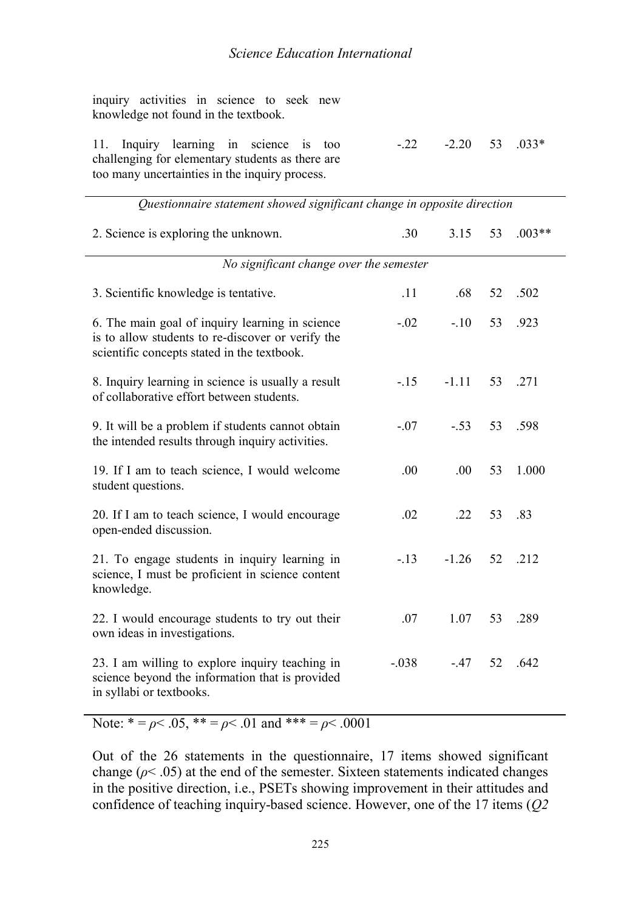| | | | | |
|---|---|---|---|---|
| inquiry activities in science to seek new knowledge not found in the textbook. | | | | |
| 11. Inquiry learning in science is too challenging for elementary students as there are too many uncertainties in the inquiry process. | -.22 | -2.20 | 53 | .033* |
| *Questionnaire statement showed significant change in opposite direction* | | | | |
| 2. Science is exploring the unknown. | .30 | 3.15 | 53 | .003** |
| *No significant change over the semester* | | | | |
| 3. Scientific knowledge is tentative. | .11 | .68 | 52 | .502 |
| 6. The main goal of inquiry learning in science is to allow students to re-discover or verify the scientific concepts stated in the textbook. | -.02 | -.10 | 53 | .923 |
| 8. Inquiry learning in science is usually a result of collaborative effort between students. | -.15 | -1.11 | 53 | .271 |
| 9. It will be a problem if students cannot obtain the intended results through inquiry activities. | -.07 | -.53 | 53 | .598 |
| 19. If I am to teach science, I would welcome student questions. | .00 | .00 | 53 | 1.000 |
| 20. If I am to teach science, I would encourage open-ended discussion. | .02 | .22 | 53 | .83 |
| 21. To engage students in inquiry learning in science, I must be proficient in science content knowledge. | -.13 | -1.26 | 52 | .212 |
| 22. I would encourage students to try out their own ideas in investigations. | .07 | 1.07 | 53 | .289 |
| 23. I am willing to explore inquiry teaching in science beyond the information that is provided in syllabi or textbooks. | -.038 | -.47 | 52 | .642 |

Note: * = $\rho < .05$, ** = $\rho < .01$ and *** = $\rho < .0001$

Out of the 26 statements in the questionnaire, 17 items showed significant change ($\rho < .05$) at the end of the semester. Sixteen statements indicated changes in the positive direction, i.e., PSETs showing improvement in their attitudes and confidence of teaching inquiry-based science. However, one of the 17 items (*Q2*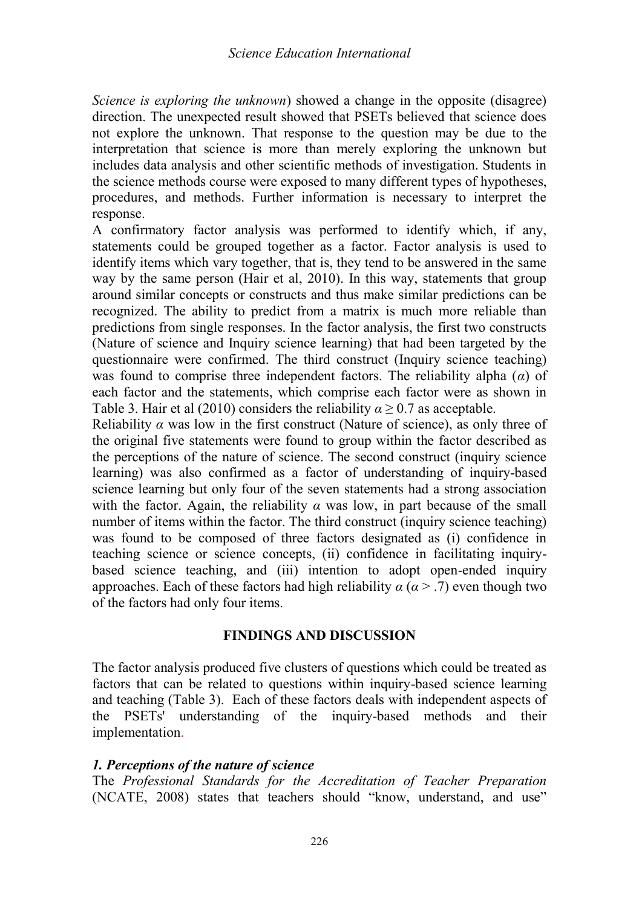*Science is exploring the unknown*) showed a change in the opposite (disagree) direction. The unexpected result showed that PSETs believed that science does not explore the unknown. That response to the question may be due to the interpretation that science is more than merely exploring the unknown but includes data analysis and other scientific methods of investigation. Students in the science methods course were exposed to many different types of hypotheses, procedures, and methods. Further information is necessary to interpret the response.

A confirmatory factor analysis was performed to identify which, if any, statements could be grouped together as a factor. Factor analysis is used to identify items which vary together, that is, they tend to be answered in the same way by the same person (Hair et al, 2010). In this way, statements that group around similar concepts or constructs and thus make similar predictions can be recognized. The ability to predict from a matrix is much more reliable than predictions from single responses. In the factor analysis, the first two constructs (Nature of science and Inquiry science learning) that had been targeted by the questionnaire were confirmed. The third construct (Inquiry science teaching) was found to comprise three independent factors. The reliability alpha ($\alpha$) of each factor and the statements, which comprise each factor were as shown in Table 3. Hair et al (2010) considers the reliability $\alpha \geq 0.7$ as acceptable.

Reliability $\alpha$ was low in the first construct (Nature of science), as only three of the original five statements were found to group within the factor described as the perceptions of the nature of science. The second construct (inquiry science learning) was also confirmed as a factor of understanding of inquiry-based science learning but only four of the seven statements had a strong association with the factor. Again, the reliability $\alpha$ was low, in part because of the small number of items within the factor. The third construct (inquiry science teaching) was found to be composed of three factors designated as (i) confidence in teaching science or science concepts, (ii) confidence in facilitating inquiry-based science teaching, and (iii) intention to adopt open-ended inquiry approaches. Each of these factors had high reliability $\alpha$ ($\alpha > .7$) even though two of the factors had only four items.

## FINDINGS AND DISCUSSION

The factor analysis produced five clusters of questions which could be treated as factors that can be related to questions within inquiry-based science learning and teaching (Table 3). Each of these factors deals with independent aspects of the PSETs' understanding of the inquiry-based methods and their implementation.

### *1. Perceptions of the nature of science*

The *Professional Standards for the Accreditation of Teacher Preparation* (NCATE, 2008) states that teachers should "know, understand, and use"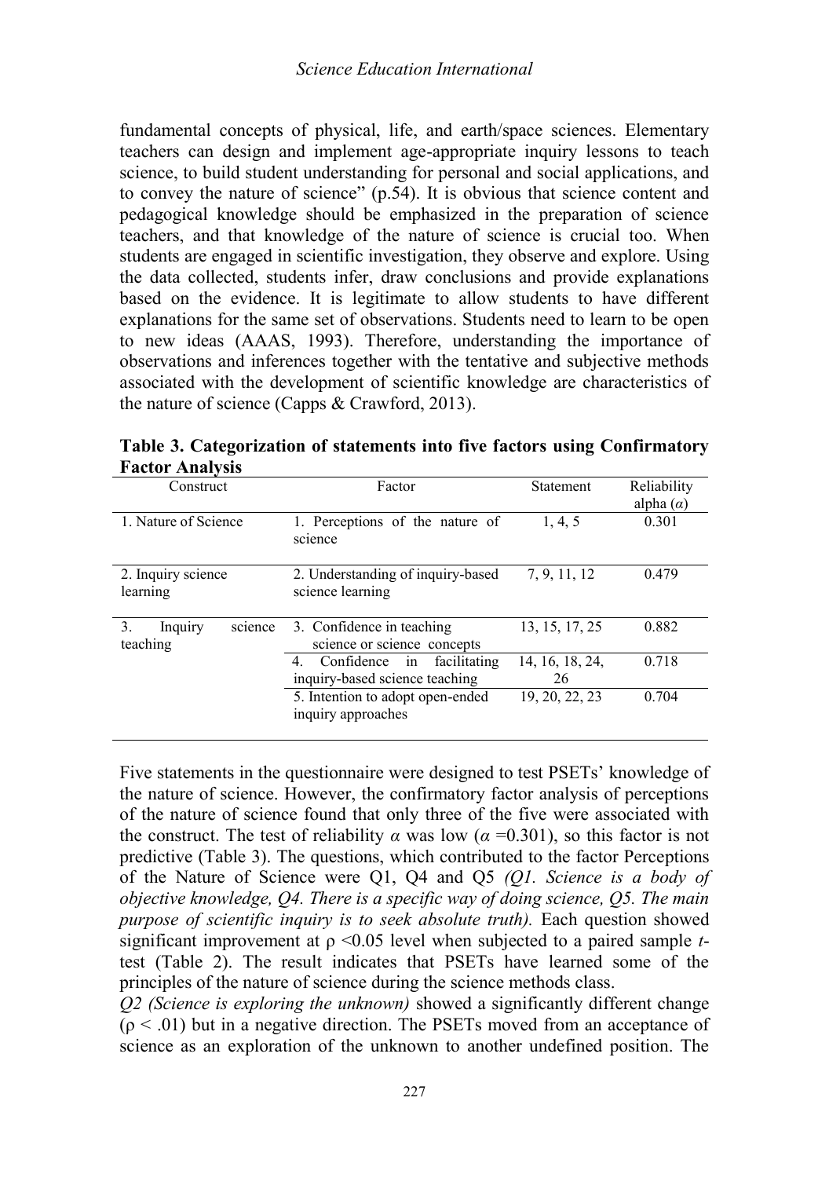fundamental concepts of physical, life, and earth/space sciences. Elementary teachers can design and implement age-appropriate inquiry lessons to teach science, to build student understanding for personal and social applications, and to convey the nature of science" (p.54). It is obvious that science content and pedagogical knowledge should be emphasized in the preparation of science teachers, and that knowledge of the nature of science is crucial too. When students are engaged in scientific investigation, they observe and explore. Using the data collected, students infer, draw conclusions and provide explanations based on the evidence. It is legitimate to allow students to have different explanations for the same set of observations. Students need to learn to be open to new ideas (AAAS, 1993). Therefore, understanding the importance of observations and inferences together with the tentative and subjective methods associated with the development of scientific knowledge are characteristics of the nature of science (Capps & Crawford, 2013).

**Table 3. Categorization of statements into five factors using Confirmatory Factor Analysis**

| Construct | Factor | Statement | Reliability alpha ($\alpha$) |
|---|---|---|---|
| 1. Nature of Science | 1. Perceptions of the nature of science | 1, 4, 5 | 0.301 |
| 2. Inquiry science learning | 2. Understanding of inquiry-based science learning | 7, 9, 11, 12 | 0.479 |
| 3. Inquiry science teaching | 3. Confidence in teaching science or science concepts | 13, 15, 17, 25 | 0.882 |
| | 4. Confidence in facilitating inquiry-based science teaching | 14, 16, 18, 24, 26 | 0.718 |
| | 5. Intention to adopt open-ended inquiry approaches | 19, 20, 22, 23 | 0.704 |

Five statements in the questionnaire were designed to test PSETs' knowledge of the nature of science. However, the confirmatory factor analysis of perceptions of the nature of science found that only three of the five were associated with the construct. The test of reliability $\alpha$ was low ($\alpha = 0.301$), so this factor is not predictive (Table 3). The questions, which contributed to the factor Perceptions of the Nature of Science were Q1, Q4 and Q5 *(Q1. Science is a body of objective knowledge, Q4. There is a specific way of doing science, Q5. The main purpose of scientific inquiry is to seek absolute truth).* Each question showed significant improvement at $\rho < 0.05$ level when subjected to a paired sample *t*-test (Table 2). The result indicates that PSETs have learned some of the principles of the nature of science during the science methods class.

*Q2 (Science is exploring the unknown)* showed a significantly different change ($\rho < .01$) but in a negative direction. The PSETs moved from an acceptance of science as an exploration of the unknown to another undefined position. The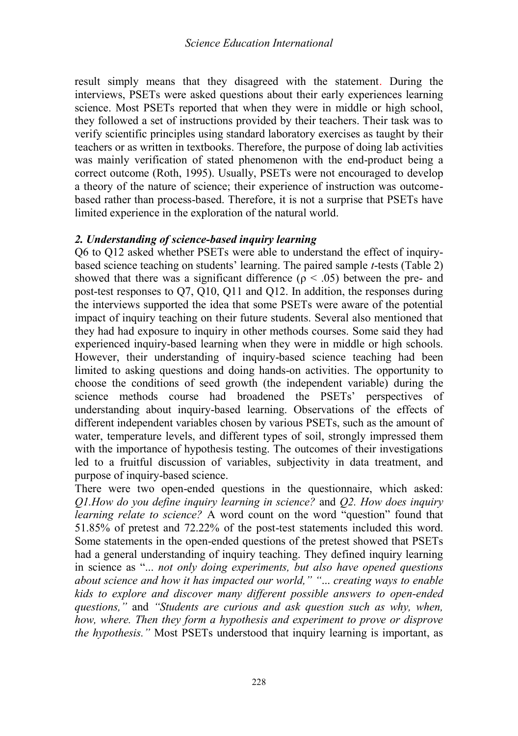result simply means that they disagreed with the statement. During the interviews, PSETs were asked questions about their early experiences learning science. Most PSETs reported that when they were in middle or high school, they followed a set of instructions provided by their teachers. Their task was to verify scientific principles using standard laboratory exercises as taught by their teachers or as written in textbooks. Therefore, the purpose of doing lab activities was mainly verification of stated phenomenon with the end-product being a correct outcome (Roth, 1995). Usually, PSETs were not encouraged to develop a theory of the nature of science; their experience of instruction was outcome-based rather than process-based. Therefore, it is not a surprise that PSETs have limited experience in the exploration of the natural world.

### *2. Understanding of science-based inquiry learning*

Q6 to Q12 asked whether PSETs were able to understand the effect of inquiry-based science teaching on students' learning. The paired sample *t*-tests (Table 2) showed that there was a significant difference ($\rho < .05$) between the pre- and post-test responses to Q7, Q10, Q11 and Q12. In addition, the responses during the interviews supported the idea that some PSETs were aware of the potential impact of inquiry teaching on their future students. Several also mentioned that they had had exposure to inquiry in other methods courses. Some said they had experienced inquiry-based learning when they were in middle or high schools. However, their understanding of inquiry-based science teaching had been limited to asking questions and doing hands-on activities. The opportunity to choose the conditions of seed growth (the independent variable) during the science methods course had broadened the PSETs' perspectives of understanding about inquiry-based learning. Observations of the effects of different independent variables chosen by various PSETs, such as the amount of water, temperature levels, and different types of soil, strongly impressed them with the importance of hypothesis testing. The outcomes of their investigations led to a fruitful discussion of variables, subjectivity in data treatment, and purpose of inquiry-based science.

There were two open-ended questions in the questionnaire, which asked: *Q1.How do you define inquiry learning in science?* and *Q2. How does inquiry learning relate to science?* A word count on the word "question" found that 51.85% of pretest and 72.22% of the post-test statements included this word. Some statements in the open-ended questions of the pretest showed that PSETs had a general understanding of inquiry teaching. They defined inquiry learning in science as "*... not only doing experiments, but also have opened questions about science and how it has impacted our world," "... creating ways to enable kids to explore and discover many different possible answers to open-ended questions,"* and *"Students are curious and ask question such as why, when, how, where. Then they form a hypothesis and experiment to prove or disprove the hypothesis."* Most PSETs understood that inquiry learning is important, as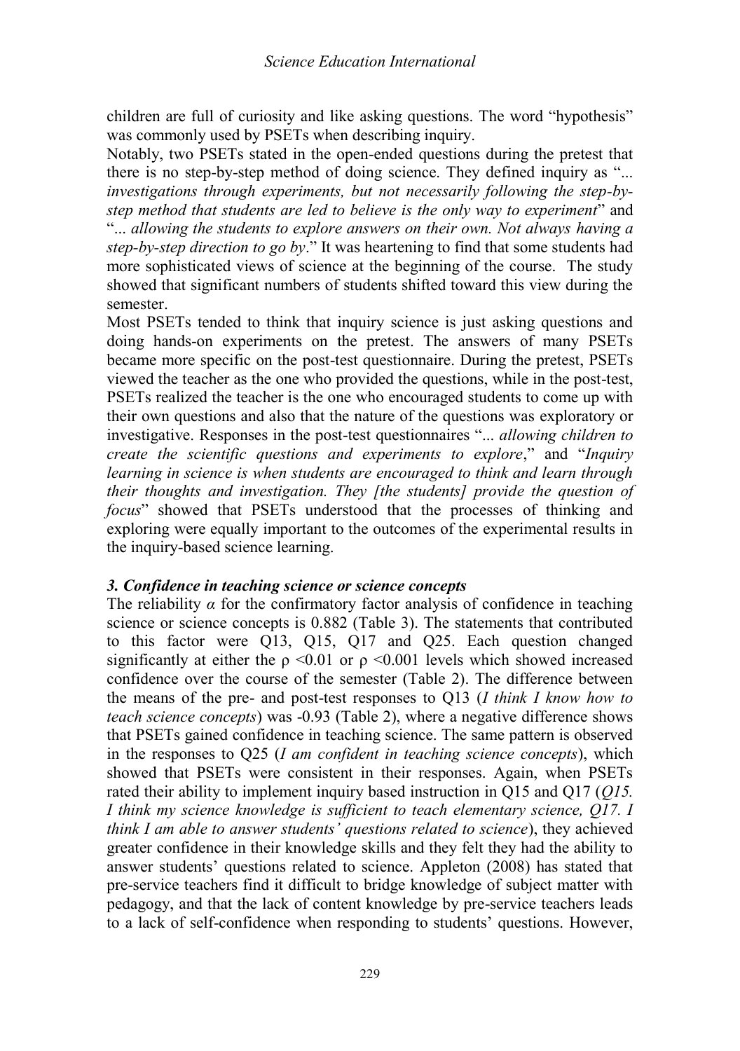children are full of curiosity and like asking questions. The word "hypothesis" was commonly used by PSETs when describing inquiry.

Notably, two PSETs stated in the open-ended questions during the pretest that there is no step-by-step method of doing science. They defined inquiry as "... *investigations through experiments, but not necessarily following the step-by-step method that students are led to believe is the only way to experiment*" and "... *allowing the students to explore answers on their own. Not always having a step-by-step direction to go by*." It was heartening to find that some students had more sophisticated views of science at the beginning of the course. The study showed that significant numbers of students shifted toward this view during the semester.

Most PSETs tended to think that inquiry science is just asking questions and doing hands-on experiments on the pretest. The answers of many PSETs became more specific on the post-test questionnaire. During the pretest, PSETs viewed the teacher as the one who provided the questions, while in the post-test, PSETs realized the teacher is the one who encouraged students to come up with their own questions and also that the nature of the questions was exploratory or investigative. Responses in the post-test questionnaires "... *allowing children to create the scientific questions and experiments to explore*," and "*Inquiry learning in science is when students are encouraged to think and learn through their thoughts and investigation. They [the students] provide the question of focus*" showed that PSETs understood that the processes of thinking and exploring were equally important to the outcomes of the experimental results in the inquiry-based science learning.

### *3. Confidence in teaching science or science concepts*

The reliability $\alpha$ for the confirmatory factor analysis of confidence in teaching science or science concepts is 0.882 (Table 3). The statements that contributed to this factor were Q13, Q15, Q17 and Q25. Each question changed significantly at either the $\rho < 0.01$ or $\rho < 0.001$ levels which showed increased confidence over the course of the semester (Table 2). The difference between the means of the pre- and post-test responses to Q13 (*I think I know how to teach science concepts*) was -0.93 (Table 2), where a negative difference shows that PSETs gained confidence in teaching science. The same pattern is observed in the responses to Q25 (*I am confident in teaching science concepts*), which showed that PSETs were consistent in their responses. Again, when PSETs rated their ability to implement inquiry based instruction in Q15 and Q17 (*Q15. I think my science knowledge is sufficient to teach elementary science, Q17. I think I am able to answer students' questions related to science*), they achieved greater confidence in their knowledge skills and they felt they had the ability to answer students' questions related to science. Appleton (2008) has stated that pre-service teachers find it difficult to bridge knowledge of subject matter with pedagogy, and that the lack of content knowledge by pre-service teachers leads to a lack of self-confidence when responding to students' questions. However,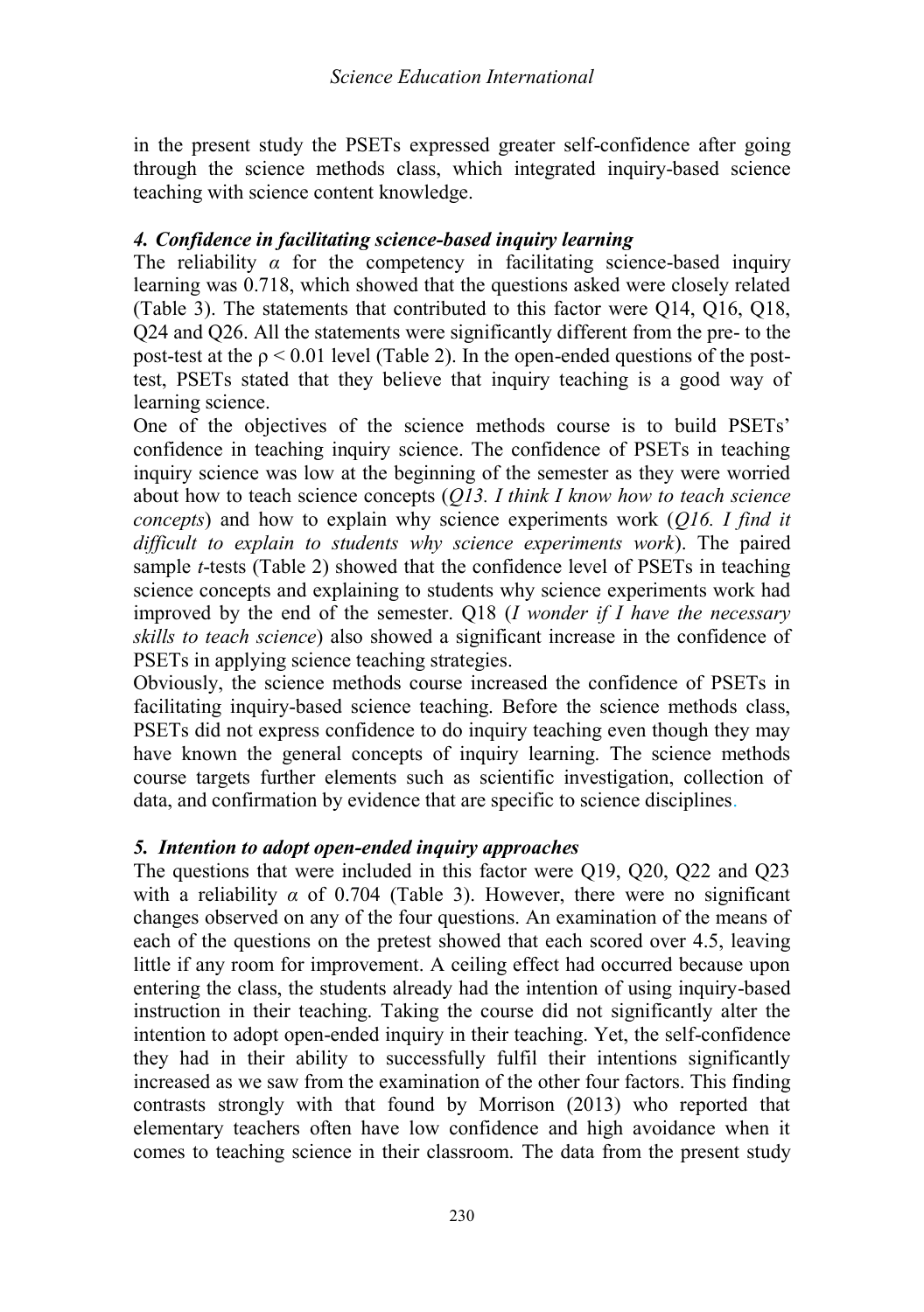in the present study the PSETs expressed greater self-confidence after going through the science methods class, which integrated inquiry-based science teaching with science content knowledge.

### *4. Confidence in facilitating science-based inquiry learning*

The reliability $\alpha$ for the competency in facilitating science-based inquiry learning was 0.718, which showed that the questions asked were closely related (Table 3). The statements that contributed to this factor were Q14, Q16, Q18, Q24 and Q26. All the statements were significantly different from the pre- to the post-test at the $\rho < 0.01$ level (Table 2). In the open-ended questions of the post-test, PSETs stated that they believe that inquiry teaching is a good way of learning science.

One of the objectives of the science methods course is to build PSETs' confidence in teaching inquiry science. The confidence of PSETs in teaching inquiry science was low at the beginning of the semester as they were worried about how to teach science concepts (*Q13. I think I know how to teach science concepts*) and how to explain why science experiments work (*Q16. I find it difficult to explain to students why science experiments work*). The paired sample *t*-tests (Table 2) showed that the confidence level of PSETs in teaching science concepts and explaining to students why science experiments work had improved by the end of the semester. Q18 (*I wonder if I have the necessary skills to teach science*) also showed a significant increase in the confidence of PSETs in applying science teaching strategies.

Obviously, the science methods course increased the confidence of PSETs in facilitating inquiry-based science teaching. Before the science methods class, PSETs did not express confidence to do inquiry teaching even though they may have known the general concepts of inquiry learning. The science methods course targets further elements such as scientific investigation, collection of data, and confirmation by evidence that are specific to science disciplines.

### *5. Intention to adopt open-ended inquiry approaches*

The questions that were included in this factor were Q19, Q20, Q22 and Q23 with a reliability $\alpha$ of 0.704 (Table 3). However, there were no significant changes observed on any of the four questions. An examination of the means of each of the questions on the pretest showed that each scored over 4.5, leaving little if any room for improvement. A ceiling effect had occurred because upon entering the class, the students already had the intention of using inquiry-based instruction in their teaching. Taking the course did not significantly alter the intention to adopt open-ended inquiry in their teaching. Yet, the self-confidence they had in their ability to successfully fulfil their intentions significantly increased as we saw from the examination of the other four factors. This finding contrasts strongly with that found by Morrison (2013) who reported that elementary teachers often have low confidence and high avoidance when it comes to teaching science in their classroom. The data from the present study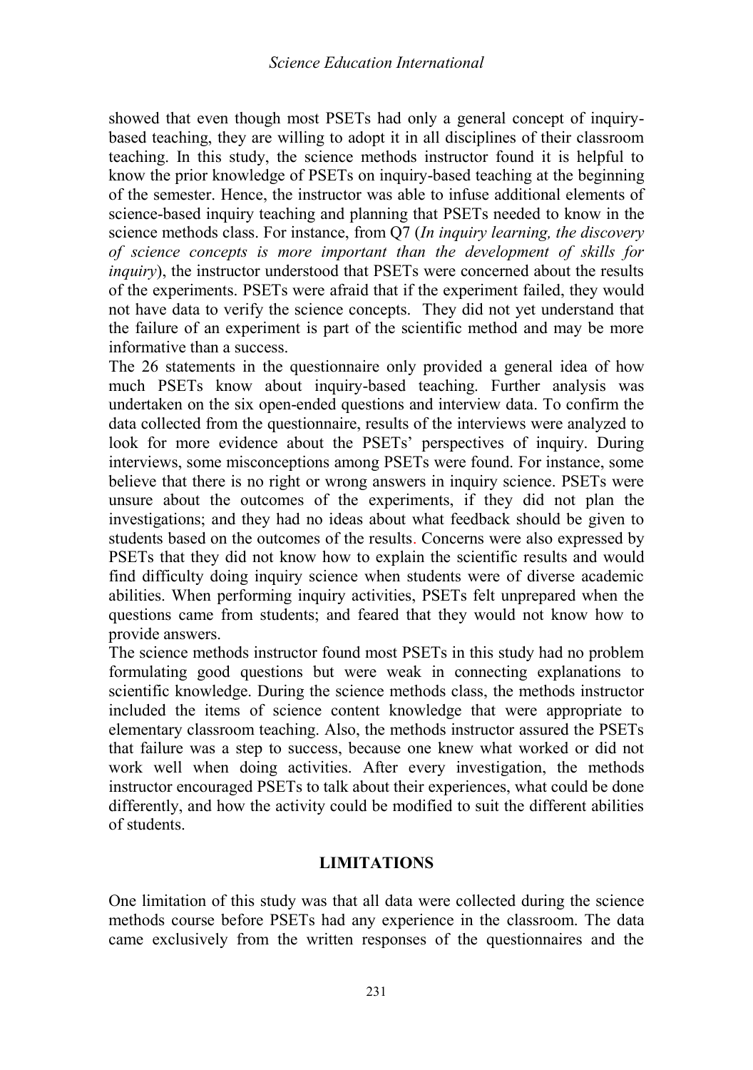showed that even though most PSETs had only a general concept of inquiry-based teaching, they are willing to adopt it in all disciplines of their classroom teaching. In this study, the science methods instructor found it is helpful to know the prior knowledge of PSETs on inquiry-based teaching at the beginning of the semester. Hence, the instructor was able to infuse additional elements of science-based inquiry teaching and planning that PSETs needed to know in the science methods class. For instance, from Q7 (*In inquiry learning, the discovery of science concepts is more important than the development of skills for inquiry*), the instructor understood that PSETs were concerned about the results of the experiments. PSETs were afraid that if the experiment failed, they would not have data to verify the science concepts. They did not yet understand that the failure of an experiment is part of the scientific method and may be more informative than a success.

The 26 statements in the questionnaire only provided a general idea of how much PSETs know about inquiry-based teaching. Further analysis was undertaken on the six open-ended questions and interview data. To confirm the data collected from the questionnaire, results of the interviews were analyzed to look for more evidence about the PSETs' perspectives of inquiry. During interviews, some misconceptions among PSETs were found. For instance, some believe that there is no right or wrong answers in inquiry science. PSETs were unsure about the outcomes of the experiments, if they did not plan the investigations; and they had no ideas about what feedback should be given to students based on the outcomes of the results. Concerns were also expressed by PSETs that they did not know how to explain the scientific results and would find difficulty doing inquiry science when students were of diverse academic abilities. When performing inquiry activities, PSETs felt unprepared when the questions came from students; and feared that they would not know how to provide answers.

The science methods instructor found most PSETs in this study had no problem formulating good questions but were weak in connecting explanations to scientific knowledge. During the science methods class, the methods instructor included the items of science content knowledge that were appropriate to elementary classroom teaching. Also, the methods instructor assured the PSETs that failure was a step to success, because one knew what worked or did not work well when doing activities. After every investigation, the methods instructor encouraged PSETs to talk about their experiences, what could be done differently, and how the activity could be modified to suit the different abilities of students.

## LIMITATIONS

One limitation of this study was that all data were collected during the science methods course before PSETs had any experience in the classroom. The data came exclusively from the written responses of the questionnaires and the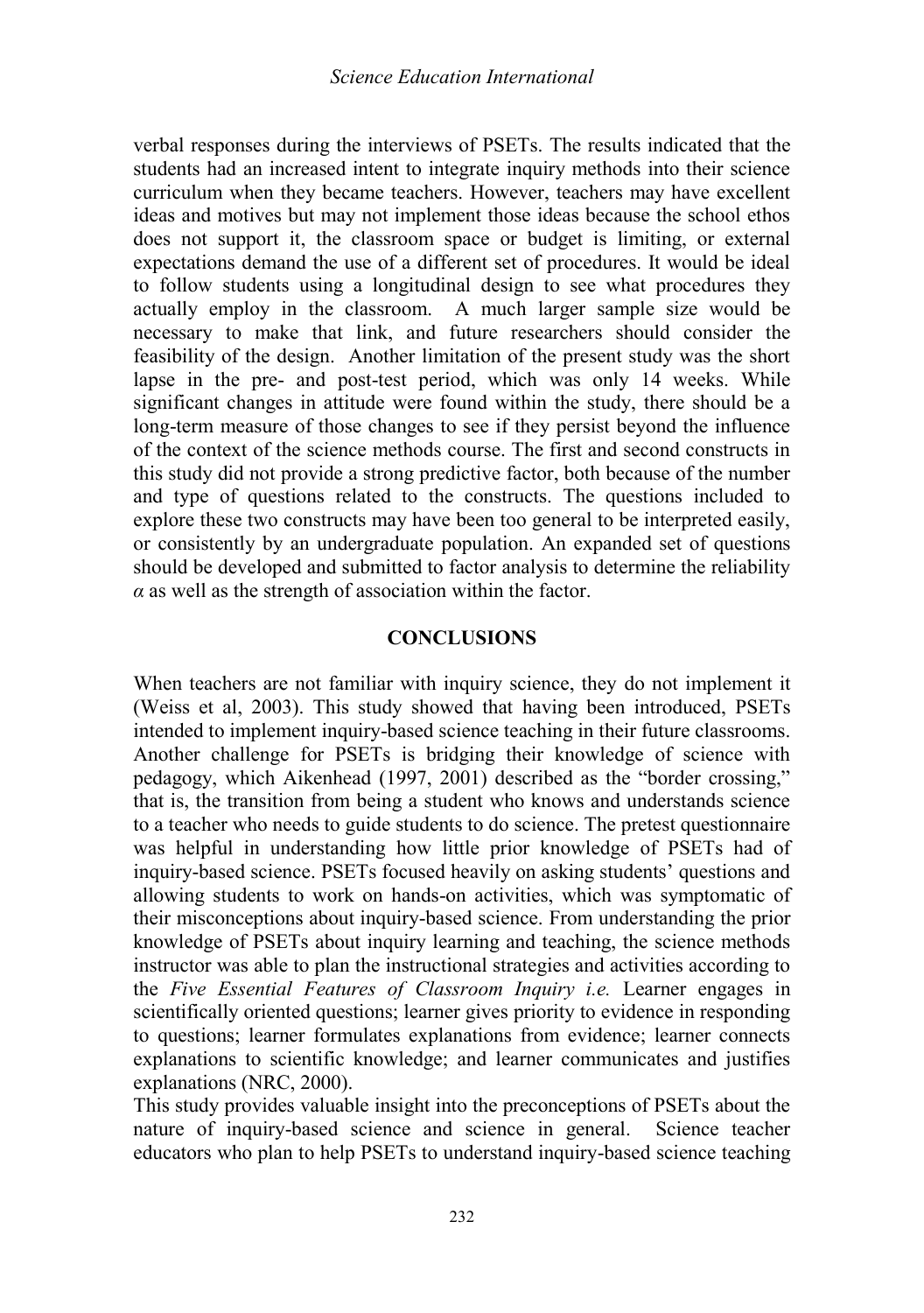verbal responses during the interviews of PSETs. The results indicated that the students had an increased intent to integrate inquiry methods into their science curriculum when they became teachers. However, teachers may have excellent ideas and motives but may not implement those ideas because the school ethos does not support it, the classroom space or budget is limiting, or external expectations demand the use of a different set of procedures. It would be ideal to follow students using a longitudinal design to see what procedures they actually employ in the classroom. A much larger sample size would be necessary to make that link, and future researchers should consider the feasibility of the design. Another limitation of the present study was the short lapse in the pre- and post-test period, which was only 14 weeks. While significant changes in attitude were found within the study, there should be a long-term measure of those changes to see if they persist beyond the influence of the context of the science methods course. The first and second constructs in this study did not provide a strong predictive factor, both because of the number and type of questions related to the constructs. The questions included to explore these two constructs may have been too general to be interpreted easily, or consistently by an undergraduate population. An expanded set of questions should be developed and submitted to factor analysis to determine the reliability $\alpha$ as well as the strength of association within the factor.

## CONCLUSIONS

When teachers are not familiar with inquiry science, they do not implement it (Weiss et al, 2003). This study showed that having been introduced, PSETs intended to implement inquiry-based science teaching in their future classrooms. Another challenge for PSETs is bridging their knowledge of science with pedagogy, which Aikenhead (1997, 2001) described as the "border crossing," that is, the transition from being a student who knows and understands science to a teacher who needs to guide students to do science. The pretest questionnaire was helpful in understanding how little prior knowledge of PSETs had of inquiry-based science. PSETs focused heavily on asking students' questions and allowing students to work on hands-on activities, which was symptomatic of their misconceptions about inquiry-based science. From understanding the prior knowledge of PSETs about inquiry learning and teaching, the science methods instructor was able to plan the instructional strategies and activities according to the *Five Essential Features of Classroom Inquiry i.e.* Learner engages in scientifically oriented questions; learner gives priority to evidence in responding to questions; learner formulates explanations from evidence; learner connects explanations to scientific knowledge; and learner communicates and justifies explanations (NRC, 2000).

This study provides valuable insight into the preconceptions of PSETs about the nature of inquiry-based science and science in general. Science teacher educators who plan to help PSETs to understand inquiry-based science teaching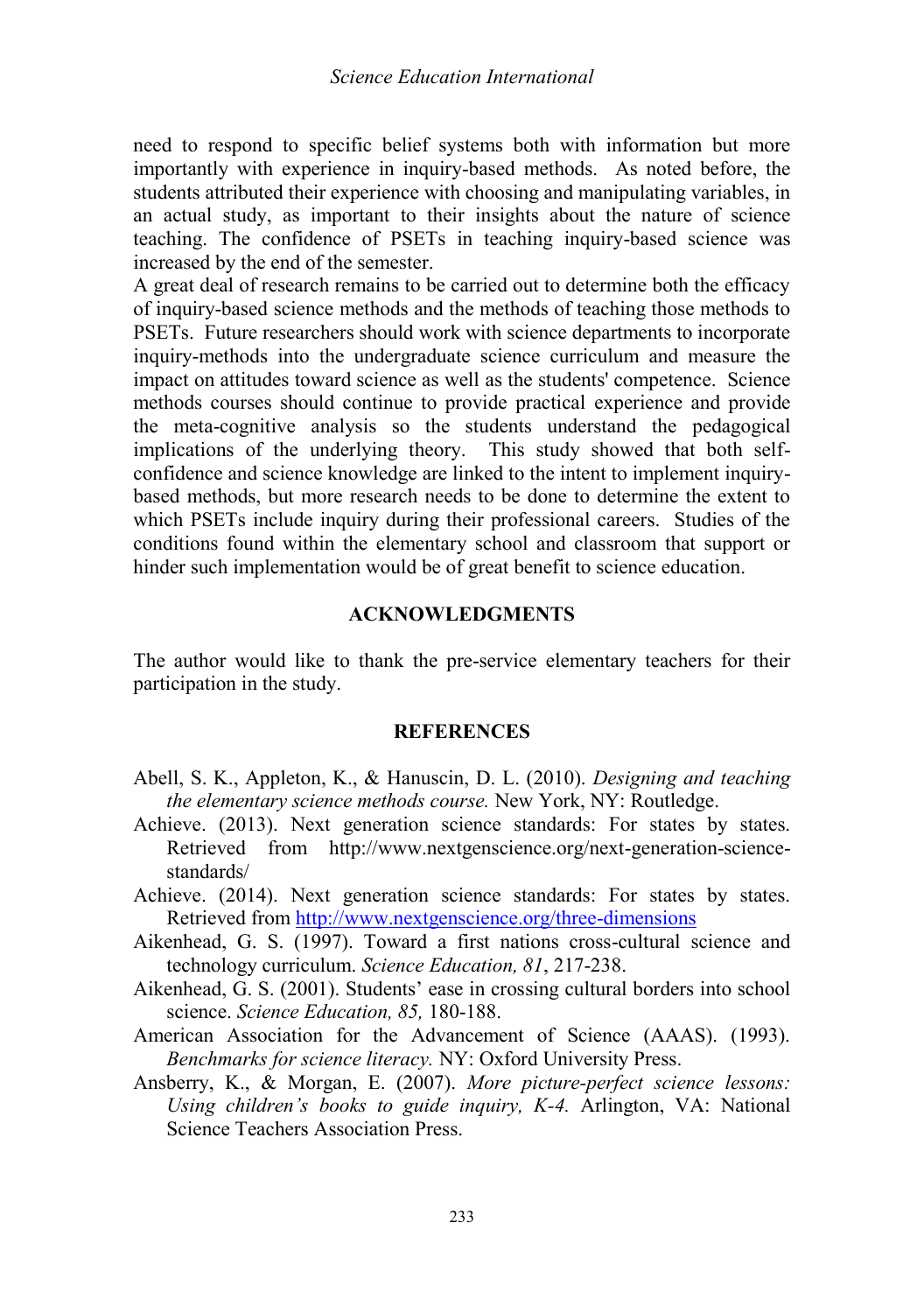need to respond to specific belief systems both with information but more importantly with experience in inquiry-based methods. As noted before, the students attributed their experience with choosing and manipulating variables, in an actual study, as important to their insights about the nature of science teaching. The confidence of PSETs in teaching inquiry-based science was increased by the end of the semester.

A great deal of research remains to be carried out to determine both the efficacy of inquiry-based science methods and the methods of teaching those methods to PSETs. Future researchers should work with science departments to incorporate inquiry-methods into the undergraduate science curriculum and measure the impact on attitudes toward science as well as the students' competence. Science methods courses should continue to provide practical experience and provide the meta-cognitive analysis so the students understand the pedagogical implications of the underlying theory. This study showed that both self-confidence and science knowledge are linked to the intent to implement inquiry-based methods, but more research needs to be done to determine the extent to which PSETs include inquiry during their professional careers. Studies of the conditions found within the elementary school and classroom that support or hinder such implementation would be of great benefit to science education.

## ACKNOWLEDGMENTS

The author would like to thank the pre-service elementary teachers for their participation in the study.

## REFERENCES

Abell, S. K., Appleton, K., & Hanuscin, D. L. (2010). *Designing and teaching the elementary science methods course.* New York, NY: Routledge.

Achieve. (2013). Next generation science standards: For states by states. Retrieved from http://www.nextgenscience.org/next-generation-science-standards/

Achieve. (2014). Next generation science standards: For states by states. Retrieved from http://www.nextgenscience.org/three-dimensions

Aikenhead, G. S. (1997). Toward a first nations cross-cultural science and technology curriculum. *Science Education, 81*, 217-238.

Aikenhead, G. S. (2001). Students' ease in crossing cultural borders into school science. *Science Education, 85,* 180-188.

American Association for the Advancement of Science (AAAS). (1993). *Benchmarks for science literacy.* NY: Oxford University Press.

Ansberry, K., & Morgan, E. (2007). *More picture-perfect science lessons: Using children's books to guide inquiry, K-4.* Arlington, VA: National Science Teachers Association Press.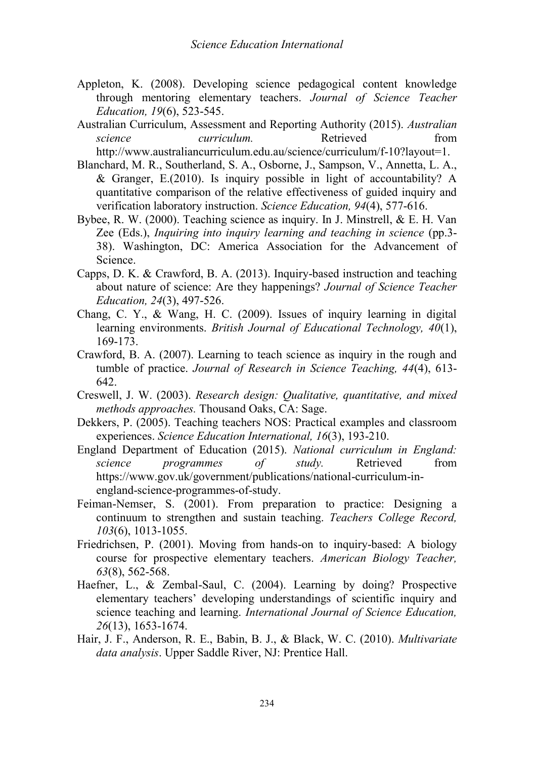Appleton, K. (2008). Developing science pedagogical content knowledge through mentoring elementary teachers. *Journal of Science Teacher Education, 19*(6), 523-545.

Australian Curriculum, Assessment and Reporting Authority (2015). *Australian science curriculum.* Retrieved from http://www.australiancurriculum.edu.au/science/curriculum/f-10?layout=1.

Blanchard, M. R., Southerland, S. A., Osborne, J., Sampson, V., Annetta, L. A., & Granger, E.(2010). Is inquiry possible in light of accountability? A quantitative comparison of the relative effectiveness of guided inquiry and verification laboratory instruction. *Science Education, 94*(4), 577-616.

Bybee, R. W. (2000). Teaching science as inquiry. In J. Minstrell, & E. H. Van Zee (Eds.), *Inquiring into inquiry learning and teaching in science* (pp.3-38). Washington, DC: America Association for the Advancement of Science.

Capps, D. K. & Crawford, B. A. (2013). Inquiry-based instruction and teaching about nature of science: Are they happenings? *Journal of Science Teacher Education, 24*(3), 497-526.

Chang, C. Y., & Wang, H. C. (2009). Issues of inquiry learning in digital learning environments. *British Journal of Educational Technology, 40*(1), 169-173.

Crawford, B. A. (2007). Learning to teach science as inquiry in the rough and tumble of practice. *Journal of Research in Science Teaching, 44*(4), 613-642.

Creswell, J. W. (2003). *Research design: Qualitative, quantitative, and mixed methods approaches.* Thousand Oaks, CA: Sage.

Dekkers, P. (2005). Teaching teachers NOS: Practical examples and classroom experiences. *Science Education International, 16*(3), 193-210.

England Department of Education (2015). *National curriculum in England: science programmes of study.* Retrieved from https://www.gov.uk/government/publications/national-curriculum-in-england-science-programmes-of-study.

Feiman-Nemser, S. (2001). From preparation to practice: Designing a continuum to strengthen and sustain teaching. *Teachers College Record, 103*(6), 1013-1055.

Friedrichsen, P. (2001). Moving from hands-on to inquiry-based: A biology course for prospective elementary teachers. *American Biology Teacher, 63*(8), 562-568.

Haefner, L., & Zembal-Saul, C. (2004). Learning by doing? Prospective elementary teachers' developing understandings of scientific inquiry and science teaching and learning. *International Journal of Science Education, 26*(13), 1653-1674.

Hair, J. F., Anderson, R. E., Babin, B. J., & Black, W. C. (2010). *Multivariate data analysis*. Upper Saddle River, NJ: Prentice Hall.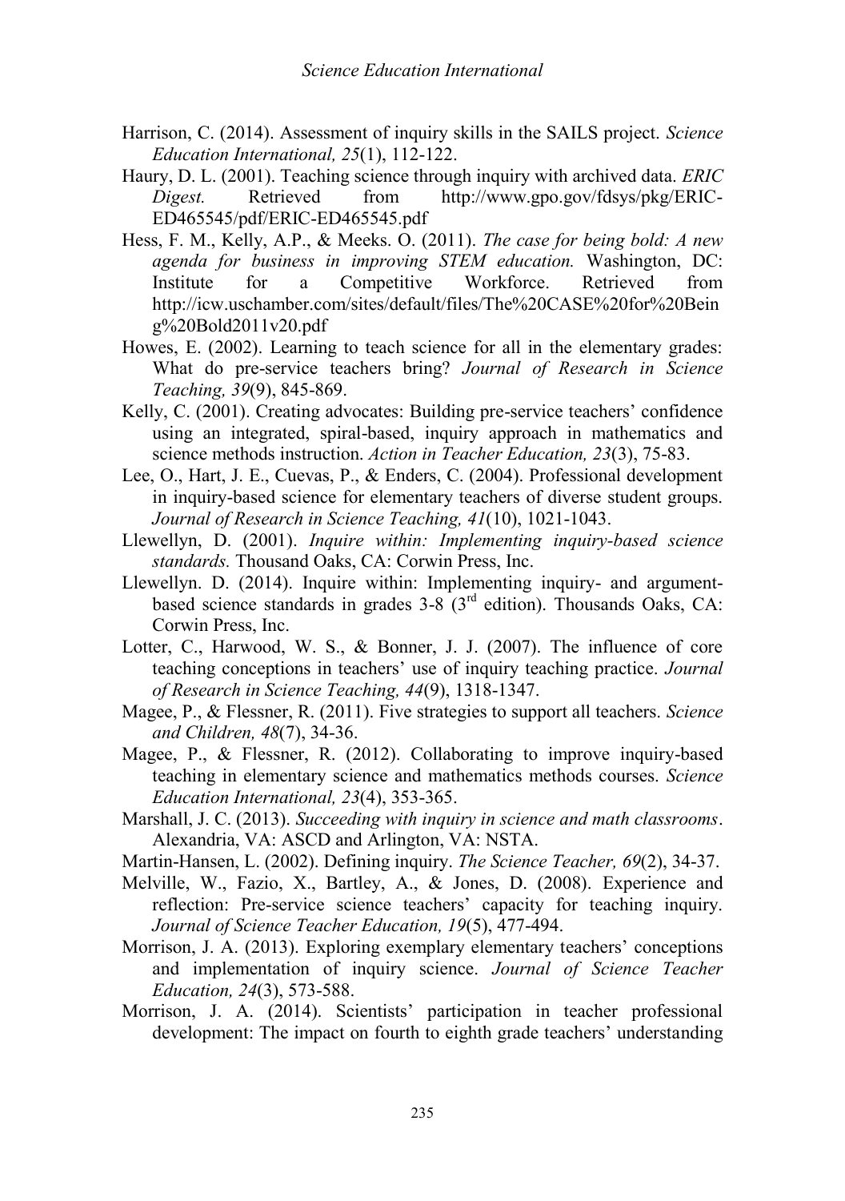Harrison, C. (2014). Assessment of inquiry skills in the SAILS project. *Science Education International, 25*(1), 112-122.

Haury, D. L. (2001). Teaching science through inquiry with archived data. *ERIC Digest.* Retrieved from http://www.gpo.gov/fdsys/pkg/ERIC-ED465545/pdf/ERIC-ED465545.pdf

Hess, F. M., Kelly, A.P., & Meeks. O. (2011). *The case for being bold: A new agenda for business in improving STEM education.* Washington, DC: Institute for a Competitive Workforce. Retrieved from http://icw.uschamber.com/sites/default/files/The%20CASE%20for%20Being%20Bold2011v20.pdf

Howes, E. (2002). Learning to teach science for all in the elementary grades: What do pre-service teachers bring? *Journal of Research in Science Teaching, 39*(9), 845-869.

Kelly, C. (2001). Creating advocates: Building pre-service teachers' confidence using an integrated, spiral-based, inquiry approach in mathematics and science methods instruction. *Action in Teacher Education, 23*(3), 75-83.

Lee, O., Hart, J. E., Cuevas, P., & Enders, C. (2004). Professional development in inquiry-based science for elementary teachers of diverse student groups. *Journal of Research in Science Teaching, 41*(10), 1021-1043.

Llewellyn, D. (2001). *Inquire within: Implementing inquiry-based science standards.* Thousand Oaks, CA: Corwin Press, Inc.

Llewellyn. D. (2014). Inquire within: Implementing inquiry- and argument-based science standards in grades 3-8 (3rd edition). Thousands Oaks, CA: Corwin Press, Inc.

Lotter, C., Harwood, W. S., & Bonner, J. J. (2007). The influence of core teaching conceptions in teachers' use of inquiry teaching practice. *Journal of Research in Science Teaching, 44*(9), 1318-1347.

Magee, P., & Flessner, R. (2011). Five strategies to support all teachers. *Science and Children, 48*(7), 34-36.

Magee, P., & Flessner, R. (2012). Collaborating to improve inquiry-based teaching in elementary science and mathematics methods courses. *Science Education International, 23*(4), 353-365.

Marshall, J. C. (2013). *Succeeding with inquiry in science and math classrooms*. Alexandria, VA: ASCD and Arlington, VA: NSTA.

Martin-Hansen, L. (2002). Defining inquiry. *The Science Teacher, 69*(2), 34-37.

Melville, W., Fazio, X., Bartley, A., & Jones, D. (2008). Experience and reflection: Pre-service science teachers' capacity for teaching inquiry. *Journal of Science Teacher Education, 19*(5), 477-494.

Morrison, J. A. (2013). Exploring exemplary elementary teachers' conceptions and implementation of inquiry science. *Journal of Science Teacher Education, 24*(3), 573-588.

Morrison, J. A. (2014). Scientists' participation in teacher professional development: The impact on fourth to eighth grade teachers' understanding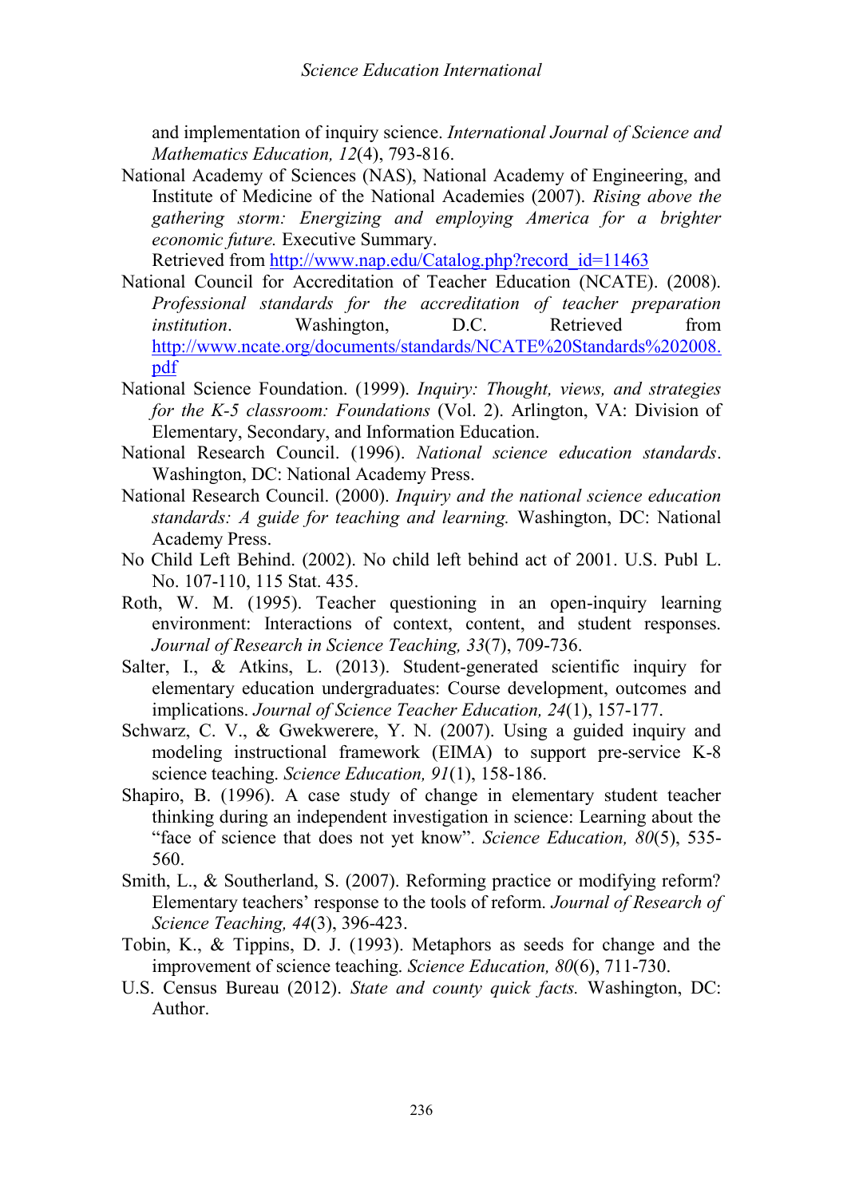and implementation of inquiry science. *International Journal of Science and Mathematics Education, 12*(4), 793-816.

National Academy of Sciences (NAS), National Academy of Engineering, and Institute of Medicine of the National Academies (2007). *Rising above the gathering storm: Energizing and employing America for a brighter economic future.* Executive Summary. Retrieved from http://www.nap.edu/Catalog.php?record_id=11463

National Council for Accreditation of Teacher Education (NCATE). (2008). *Professional standards for the accreditation of teacher preparation institution*. Washington, D.C. Retrieved from http://www.ncate.org/documents/standards/NCATE%20Standards%202008.pdf

National Science Foundation. (1999). *Inquiry: Thought, views, and strategies for the K-5 classroom: Foundations* (Vol. 2). Arlington, VA: Division of Elementary, Secondary, and Information Education.

National Research Council. (1996). *National science education standards*. Washington, DC: National Academy Press.

National Research Council. (2000). *Inquiry and the national science education standards: A guide for teaching and learning.* Washington, DC: National Academy Press.

No Child Left Behind. (2002). No child left behind act of 2001. U.S. Publ L. No. 107-110, 115 Stat. 435.

Roth, W. M. (1995). Teacher questioning in an open-inquiry learning environment: Interactions of context, content, and student responses. *Journal of Research in Science Teaching, 33*(7), 709-736.

Salter, I., & Atkins, L. (2013). Student-generated scientific inquiry for elementary education undergraduates: Course development, outcomes and implications. *Journal of Science Teacher Education, 24*(1), 157-177.

Schwarz, C. V., & Gwekwerere, Y. N. (2007). Using a guided inquiry and modeling instructional framework (EIMA) to support pre-service K-8 science teaching. *Science Education, 91*(1), 158-186.

Shapiro, B. (1996). A case study of change in elementary student teacher thinking during an independent investigation in science: Learning about the "face of science that does not yet know". *Science Education, 80*(5), 535-560.

Smith, L., & Southerland, S. (2007). Reforming practice or modifying reform? Elementary teachers' response to the tools of reform. *Journal of Research of Science Teaching, 44*(3), 396-423.

Tobin, K., & Tippins, D. J. (1993). Metaphors as seeds for change and the improvement of science teaching. *Science Education, 80*(6), 711-730.

U.S. Census Bureau (2012). *State and county quick facts.* Washington, DC: Author.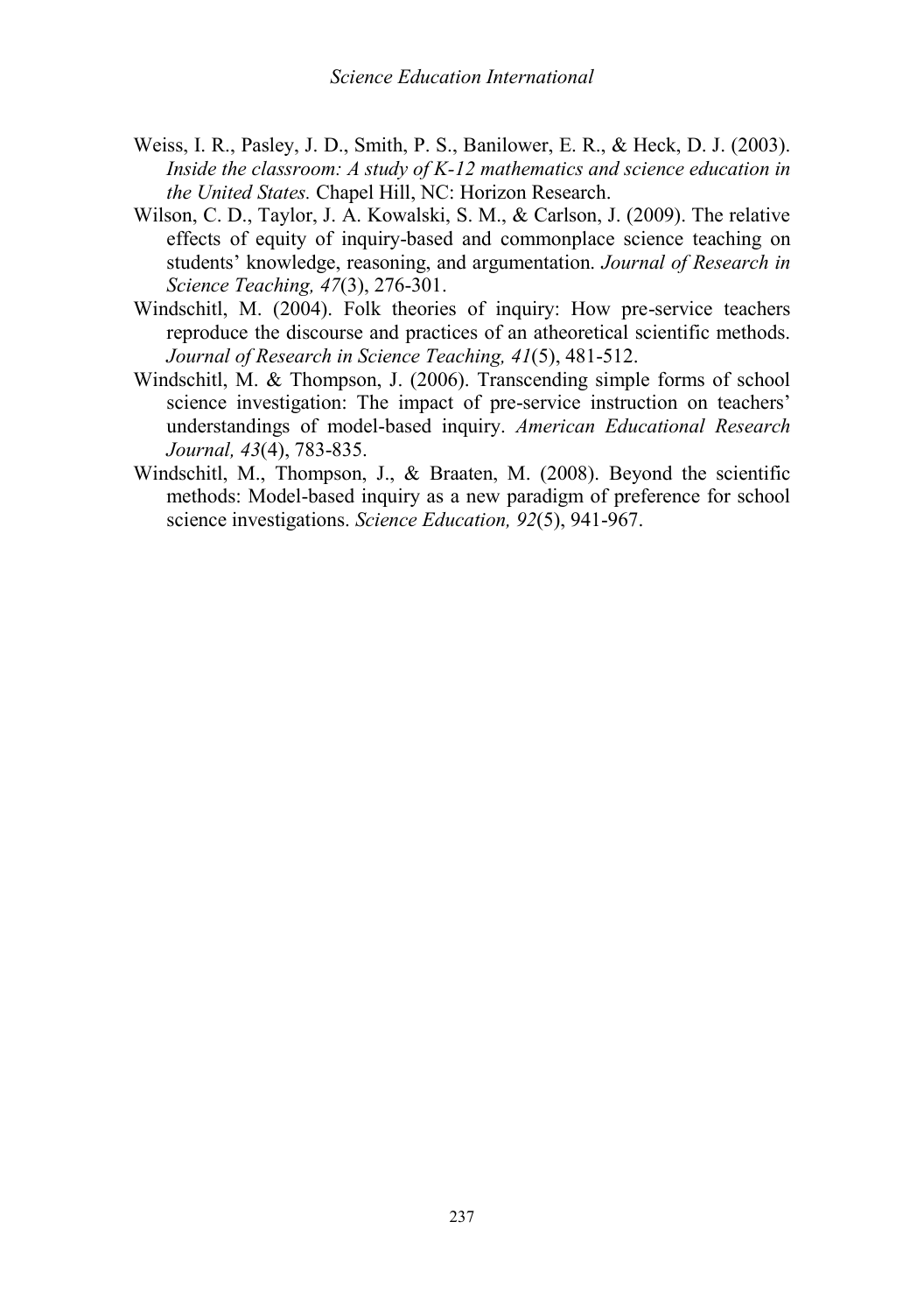Weiss, I. R., Pasley, J. D., Smith, P. S., Banilower, E. R., & Heck, D. J. (2003). *Inside the classroom: A study of K-12 mathematics and science education in the United States.* Chapel Hill, NC: Horizon Research.

Wilson, C. D., Taylor, J. A. Kowalski, S. M., & Carlson, J. (2009). The relative effects of equity of inquiry-based and commonplace science teaching on students' knowledge, reasoning, and argumentation. *Journal of Research in Science Teaching, 47*(3), 276-301.

Windschitl, M. (2004). Folk theories of inquiry: How pre-service teachers reproduce the discourse and practices of an atheoretical scientific methods. *Journal of Research in Science Teaching, 41*(5), 481-512.

Windschitl, M. & Thompson, J. (2006). Transcending simple forms of school science investigation: The impact of pre-service instruction on teachers' understandings of model-based inquiry. *American Educational Research Journal, 43*(4), 783-835.

Windschitl, M., Thompson, J., & Braaten, M. (2008). Beyond the scientific methods: Model-based inquiry as a new paradigm of preference for school science investigations. *Science Education, 92*(5), 941-967.